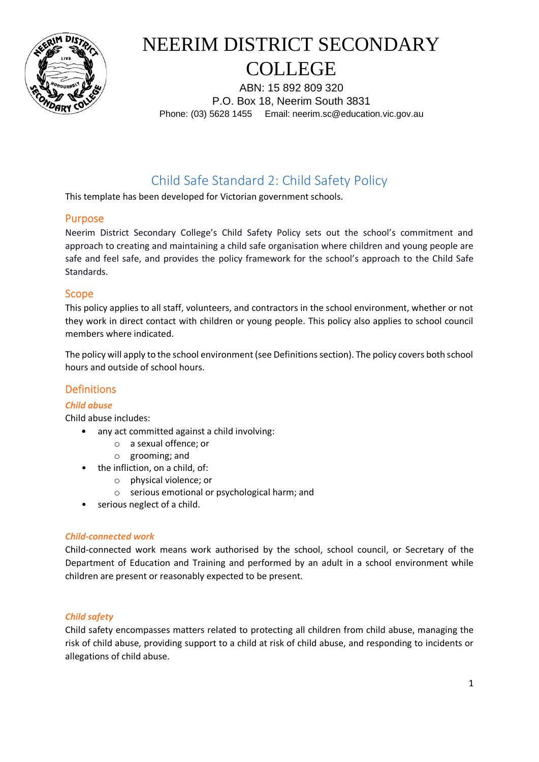# NEERIM DISTRICT SECONDARY COLLEGE

ABN: 15 892 809 320
P.O. Box 18, Neerim South 3831
Phone: (03) 5628 1455 Email: neerim.sc@education.vic.gov.au

## Child Safe Standard 2: Child Safety Policy

This template has been developed for Victorian government schools.

### Purpose

Neerim District Secondary College's Child Safety Policy sets out the school's commitment and approach to creating and maintaining a child safe organisation where children and young people are safe and feel safe, and provides the policy framework for the school's approach to the Child Safe Standards.

### Scope

This policy applies to all staff, volunteers, and contractors in the school environment, whether or not they work in direct contact with children or young people. This policy also applies to school council members where indicated.

The policy will apply to the school environment (see Definitions section). The policy covers both school hours and outside of school hours.

### Definitions

#### *Child abuse*

Child abuse includes:

- any act committed against a child involving:
  - a sexual offence; or
  - grooming; and
- the infliction, on a child, of:
  - physical violence; or
  - serious emotional or psychological harm; and
- serious neglect of a child.

#### *Child-connected work*

Child-connected work means work authorised by the school, school council, or Secretary of the Department of Education and Training and performed by an adult in a school environment while children are present or reasonably expected to be present.

#### *Child safety*

Child safety encompasses matters related to protecting all children from child abuse, managing the risk of child abuse, providing support to a child at risk of child abuse, and responding to incidents or allegations of child abuse.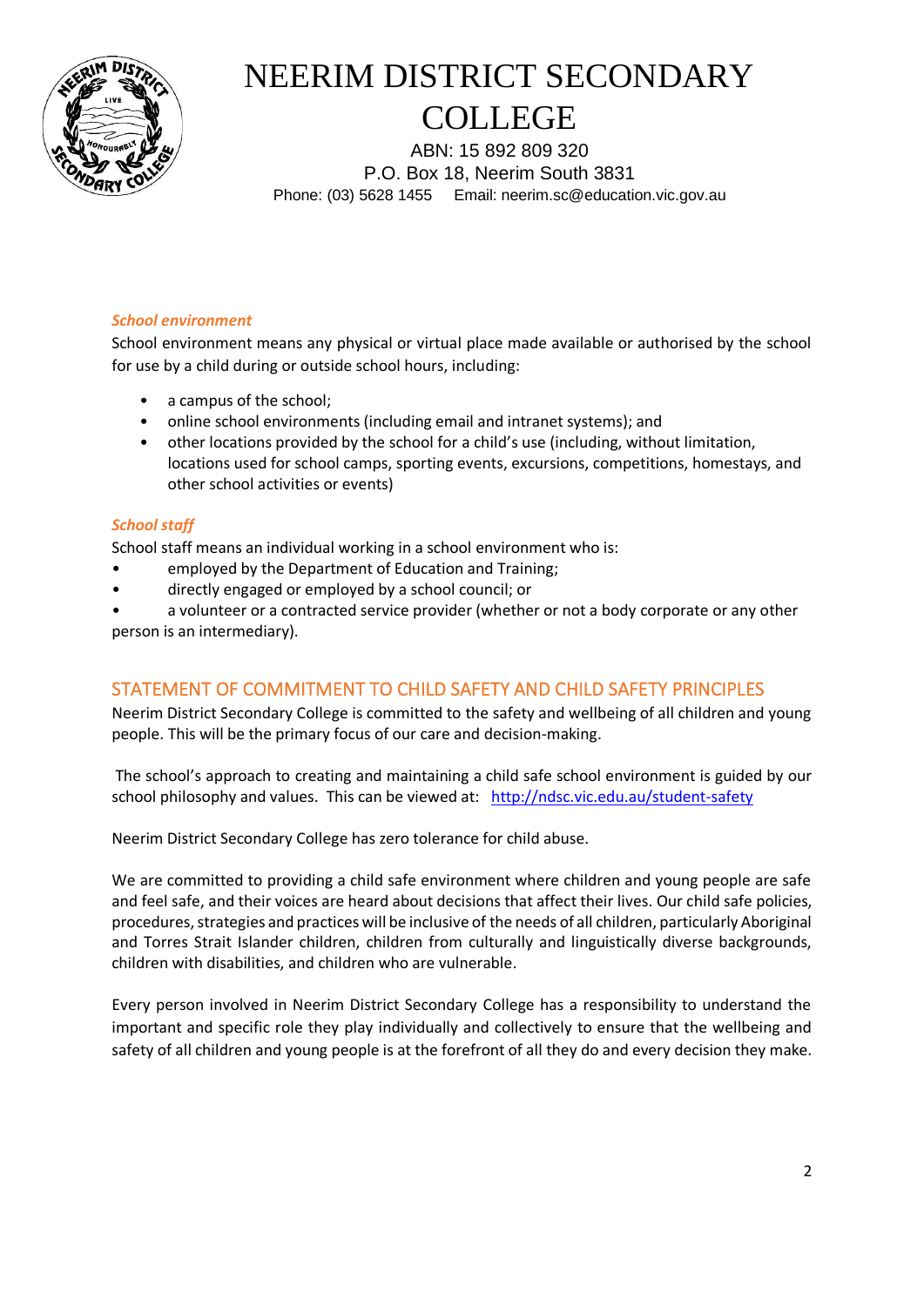### *School environment*

School environment means any physical or virtual place made available or authorised by the school for use by a child during or outside school hours, including:

- a campus of the school;
- online school environments (including email and intranet systems); and
- other locations provided by the school for a child's use (including, without limitation, locations used for school camps, sporting events, excursions, competitions, homestays, and other school activities or events)

### *School staff*

School staff means an individual working in a school environment who is:

- employed by the Department of Education and Training;
- directly engaged or employed by a school council; or
- a volunteer or a contracted service provider (whether or not a body corporate or any other person is an intermediary).

## STATEMENT OF COMMITMENT TO CHILD SAFETY AND CHILD SAFETY PRINCIPLES

Neerim District Secondary College is committed to the safety and wellbeing of all children and young people. This will be the primary focus of our care and decision-making.

The school's approach to creating and maintaining a child safe school environment is guided by our school philosophy and values. This can be viewed at: [http://ndsc.vic.edu.au/student-safety](http://ndsc.vic.edu.au/student-safety)

Neerim District Secondary College has zero tolerance for child abuse.

We are committed to providing a child safe environment where children and young people are safe and feel safe, and their voices are heard about decisions that affect their lives. Our child safe policies, procedures, strategies and practices will be inclusive of the needs of all children, particularly Aboriginal and Torres Strait Islander children, children from culturally and linguistically diverse backgrounds, children with disabilities, and children who are vulnerable.

Every person involved in Neerim District Secondary College has a responsibility to understand the important and specific role they play individually and collectively to ensure that the wellbeing and safety of all children and young people is at the forefront of all they do and every decision they make.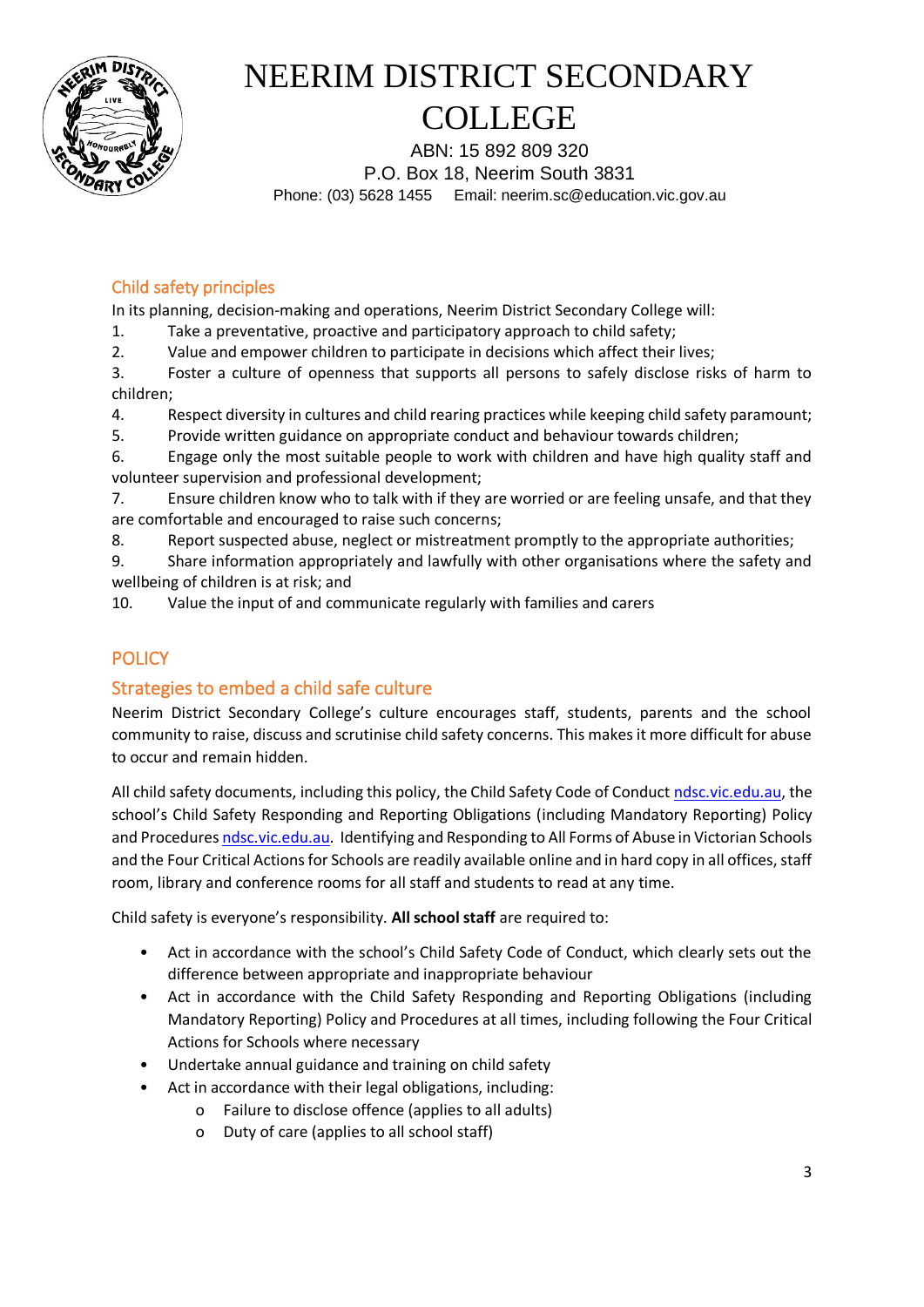## Child safety principles

In its planning, decision-making and operations, Neerim District Secondary College will:

1. Take a preventative, proactive and participatory approach to child safety;
2. Value and empower children to participate in decisions which affect their lives;
3. Foster a culture of openness that supports all persons to safely disclose risks of harm to children;
4. Respect diversity in cultures and child rearing practices while keeping child safety paramount;
5. Provide written guidance on appropriate conduct and behaviour towards children;
6. Engage only the most suitable people to work with children and have high quality staff and volunteer supervision and professional development;
7. Ensure children know who to talk with if they are worried or are feeling unsafe, and that they are comfortable and encouraged to raise such concerns;
8. Report suspected abuse, neglect or mistreatment promptly to the appropriate authorities;
9. Share information appropriately and lawfully with other organisations where the safety and wellbeing of children is at risk; and
10. Value the input of and communicate regularly with families and carers

## POLICY

### Strategies to embed a child safe culture

Neerim District Secondary College's culture encourages staff, students, parents and the school community to raise, discuss and scrutinise child safety concerns. This makes it more difficult for abuse to occur and remain hidden.

All child safety documents, including this policy, the Child Safety Code of Conduct ndsc.vic.edu.au, the school's Child Safety Responding and Reporting Obligations (including Mandatory Reporting) Policy and Procedures ndsc.vic.edu.au. Identifying and Responding to All Forms of Abuse in Victorian Schools and the Four Critical Actions for Schools are readily available online and in hard copy in all offices, staff room, library and conference rooms for all staff and students to read at any time.

Child safety is everyone's responsibility. **All school staff** are required to:

- Act in accordance with the school's Child Safety Code of Conduct, which clearly sets out the difference between appropriate and inappropriate behaviour
- Act in accordance with the Child Safety Responding and Reporting Obligations (including Mandatory Reporting) Policy and Procedures at all times, including following the Four Critical Actions for Schools where necessary
- Undertake annual guidance and training on child safety
- Act in accordance with their legal obligations, including:
  - Failure to disclose offence (applies to all adults)
  - Duty of care (applies to all school staff)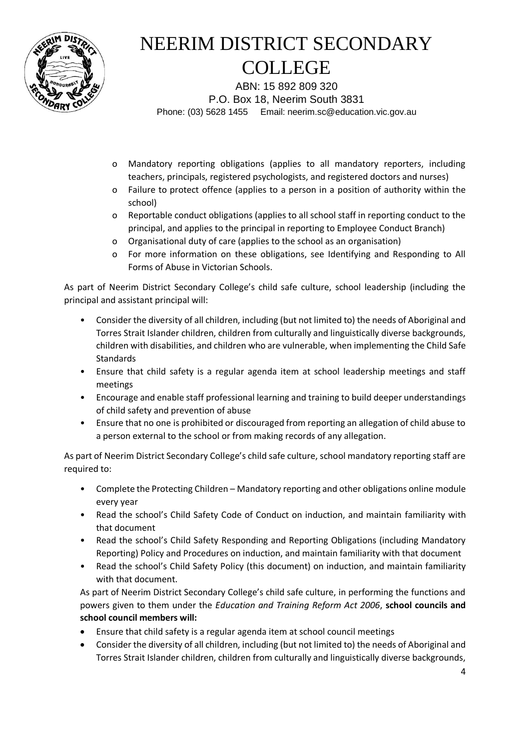- Mandatory reporting obligations (applies to all mandatory reporters, including teachers, principals, registered psychologists, and registered doctors and nurses)
- Failure to protect offence (applies to a person in a position of authority within the school)
- Reportable conduct obligations (applies to all school staff in reporting conduct to the principal, and applies to the principal in reporting to Employee Conduct Branch)
- Organisational duty of care (applies to the school as an organisation)
- For more information on these obligations, see Identifying and Responding to All Forms of Abuse in Victorian Schools.

As part of Neerim District Secondary College's child safe culture, school leadership (including the principal and assistant principal will:

- Consider the diversity of all children, including (but not limited to) the needs of Aboriginal and Torres Strait Islander children, children from culturally and linguistically diverse backgrounds, children with disabilities, and children who are vulnerable, when implementing the Child Safe Standards
- Ensure that child safety is a regular agenda item at school leadership meetings and staff meetings
- Encourage and enable staff professional learning and training to build deeper understandings of child safety and prevention of abuse
- Ensure that no one is prohibited or discouraged from reporting an allegation of child abuse to a person external to the school or from making records of any allegation.

As part of Neerim District Secondary College's child safe culture, school mandatory reporting staff are required to:

- Complete the Protecting Children – Mandatory reporting and other obligations online module every year
- Read the school's Child Safety Code of Conduct on induction, and maintain familiarity with that document
- Read the school's Child Safety Responding and Reporting Obligations (including Mandatory Reporting) Policy and Procedures on induction, and maintain familiarity with that document
- Read the school's Child Safety Policy (this document) on induction, and maintain familiarity with that document.

As part of Neerim District Secondary College's child safe culture, in performing the functions and powers given to them under the *Education and Training Reform Act 2006*, **school councils and school council members will:**

- Ensure that child safety is a regular agenda item at school council meetings
- Consider the diversity of all children, including (but not limited to) the needs of Aboriginal and Torres Strait Islander children, children from culturally and linguistically diverse backgrounds,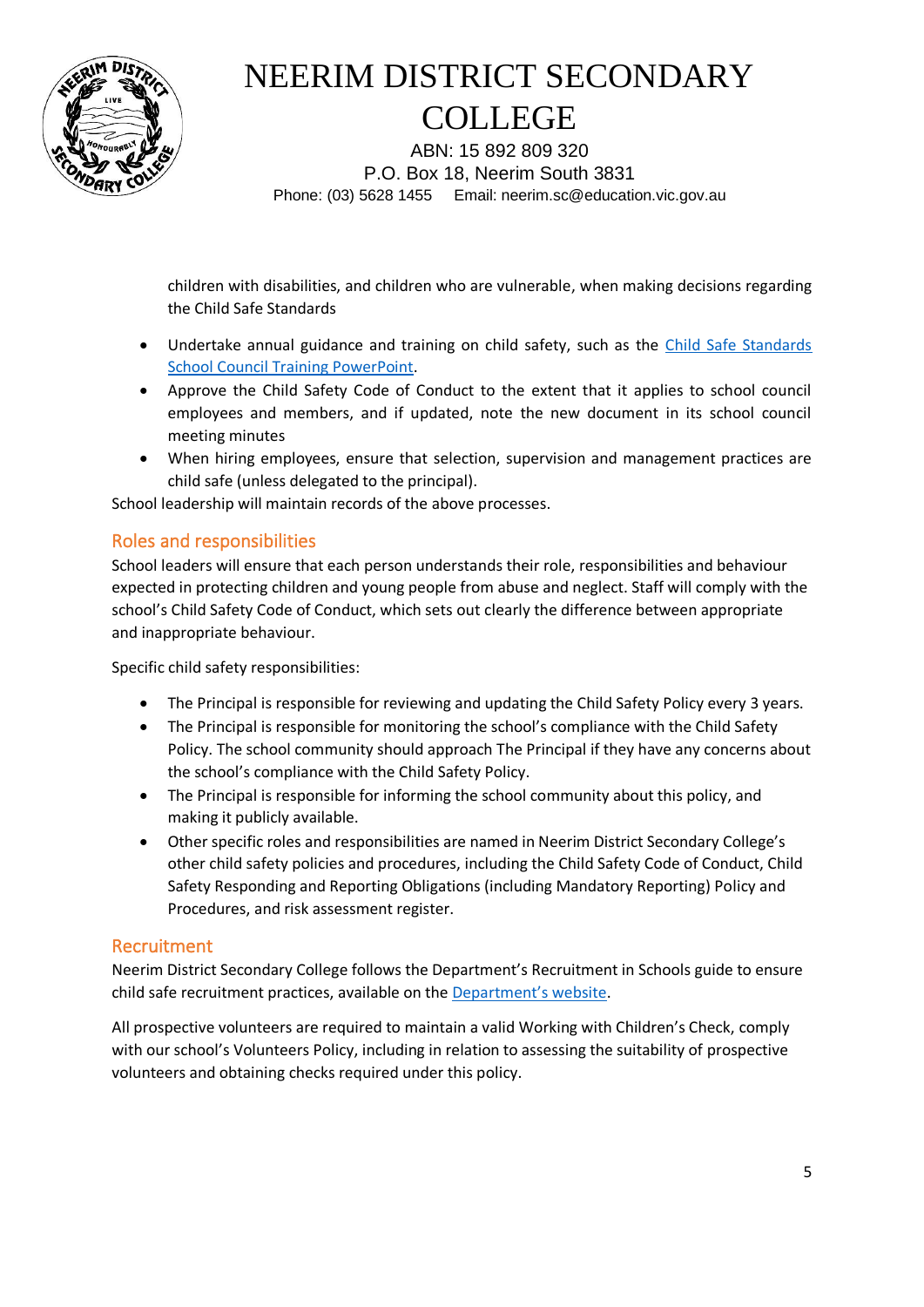children with disabilities, and children who are vulnerable, when making decisions regarding the Child Safe Standards

- Undertake annual guidance and training on child safety, such as the [Child Safe Standards School Council Training PowerPoint](#).
- Approve the Child Safety Code of Conduct to the extent that it applies to school council employees and members, and if updated, note the new document in its school council meeting minutes
- When hiring employees, ensure that selection, supervision and management practices are child safe (unless delegated to the principal).

School leadership will maintain records of the above processes.

## Roles and responsibilities

School leaders will ensure that each person understands their role, responsibilities and behaviour expected in protecting children and young people from abuse and neglect. Staff will comply with the school's Child Safety Code of Conduct, which sets out clearly the difference between appropriate and inappropriate behaviour.

Specific child safety responsibilities:

- The Principal is responsible for reviewing and updating the Child Safety Policy every 3 years.
- The Principal is responsible for monitoring the school's compliance with the Child Safety Policy. The school community should approach The Principal if they have any concerns about the school's compliance with the Child Safety Policy.
- The Principal is responsible for informing the school community about this policy, and making it publicly available.
- Other specific roles and responsibilities are named in Neerim District Secondary College's other child safety policies and procedures, including the Child Safety Code of Conduct, Child Safety Responding and Reporting Obligations (including Mandatory Reporting) Policy and Procedures, and risk assessment register.

## Recruitment

Neerim District Secondary College follows the Department's Recruitment in Schools guide to ensure child safe recruitment practices, available on the [Department's website](#).

All prospective volunteers are required to maintain a valid Working with Children's Check, comply with our school's Volunteers Policy, including in relation to assessing the suitability of prospective volunteers and obtaining checks required under this policy.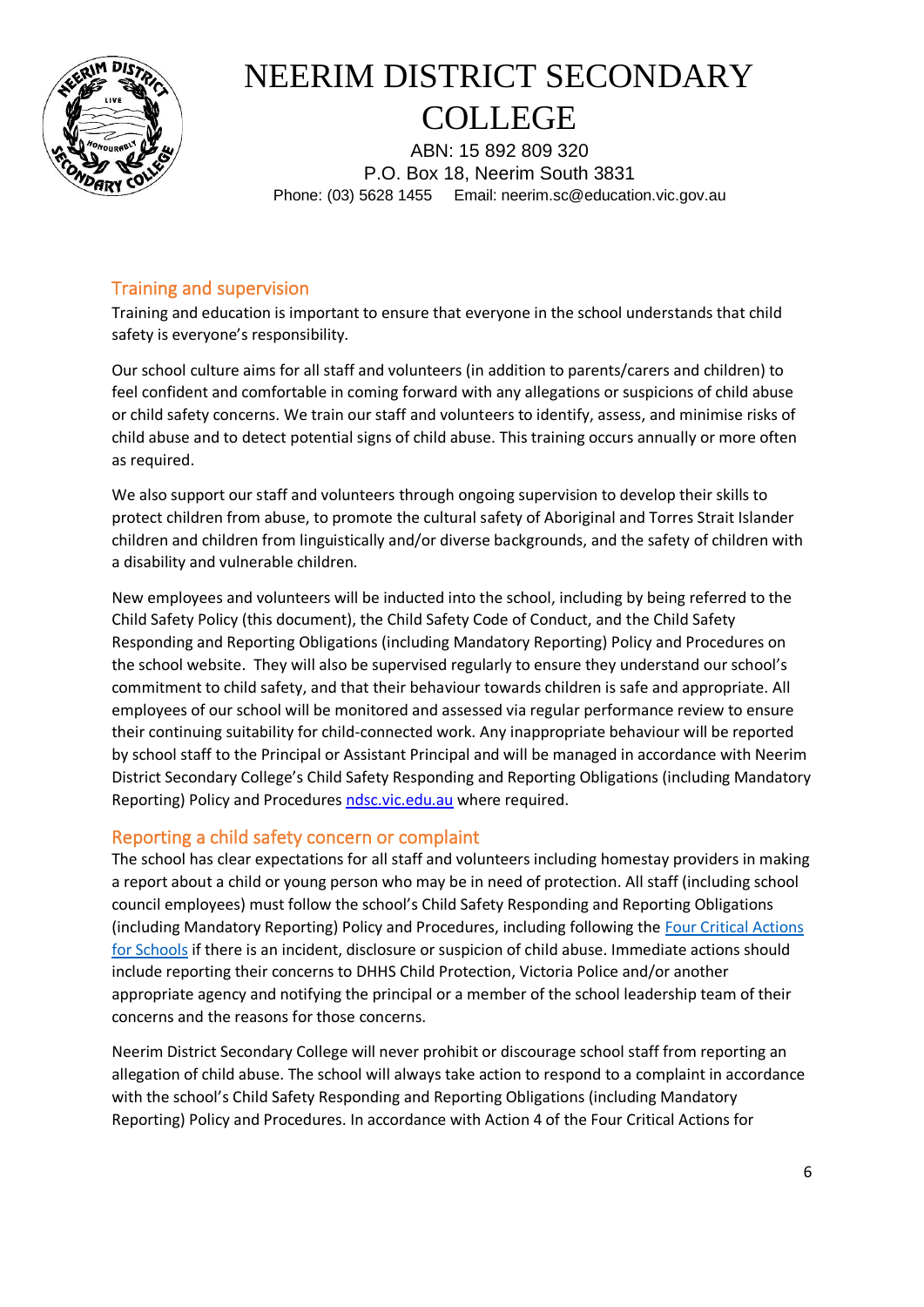## Training and supervision

Training and education is important to ensure that everyone in the school understands that child safety is everyone's responsibility.

Our school culture aims for all staff and volunteers (in addition to parents/carers and children) to feel confident and comfortable in coming forward with any allegations or suspicions of child abuse or child safety concerns. We train our staff and volunteers to identify, assess, and minimise risks of child abuse and to detect potential signs of child abuse. This training occurs annually or more often as required.

We also support our staff and volunteers through ongoing supervision to develop their skills to protect children from abuse, to promote the cultural safety of Aboriginal and Torres Strait Islander children and children from linguistically and/or diverse backgrounds, and the safety of children with a disability and vulnerable children.

New employees and volunteers will be inducted into the school, including by being referred to the Child Safety Policy (this document), the Child Safety Code of Conduct, and the Child Safety Responding and Reporting Obligations (including Mandatory Reporting) Policy and Procedures on the school website. They will also be supervised regularly to ensure they understand our school's commitment to child safety, and that their behaviour towards children is safe and appropriate. All employees of our school will be monitored and assessed via regular performance review to ensure their continuing suitability for child-connected work. Any inappropriate behaviour will be reported by school staff to the Principal or Assistant Principal and will be managed in accordance with Neerim District Secondary College's Child Safety Responding and Reporting Obligations (including Mandatory Reporting) Policy and Procedures [ndsc.vic.edu.au](ndsc.vic.edu.au) where required.

## Reporting a child safety concern or complaint

The school has clear expectations for all staff and volunteers including homestay providers in making a report about a child or young person who may be in need of protection. All staff (including school council employees) must follow the school's Child Safety Responding and Reporting Obligations (including Mandatory Reporting) Policy and Procedures, including following the Four Critical Actions for Schools if there is an incident, disclosure or suspicion of child abuse. Immediate actions should include reporting their concerns to DHHS Child Protection, Victoria Police and/or another appropriate agency and notifying the principal or a member of the school leadership team of their concerns and the reasons for those concerns.

Neerim District Secondary College will never prohibit or discourage school staff from reporting an allegation of child abuse. The school will always take action to respond to a complaint in accordance with the school's Child Safety Responding and Reporting Obligations (including Mandatory Reporting) Policy and Procedures. In accordance with Action 4 of the Four Critical Actions for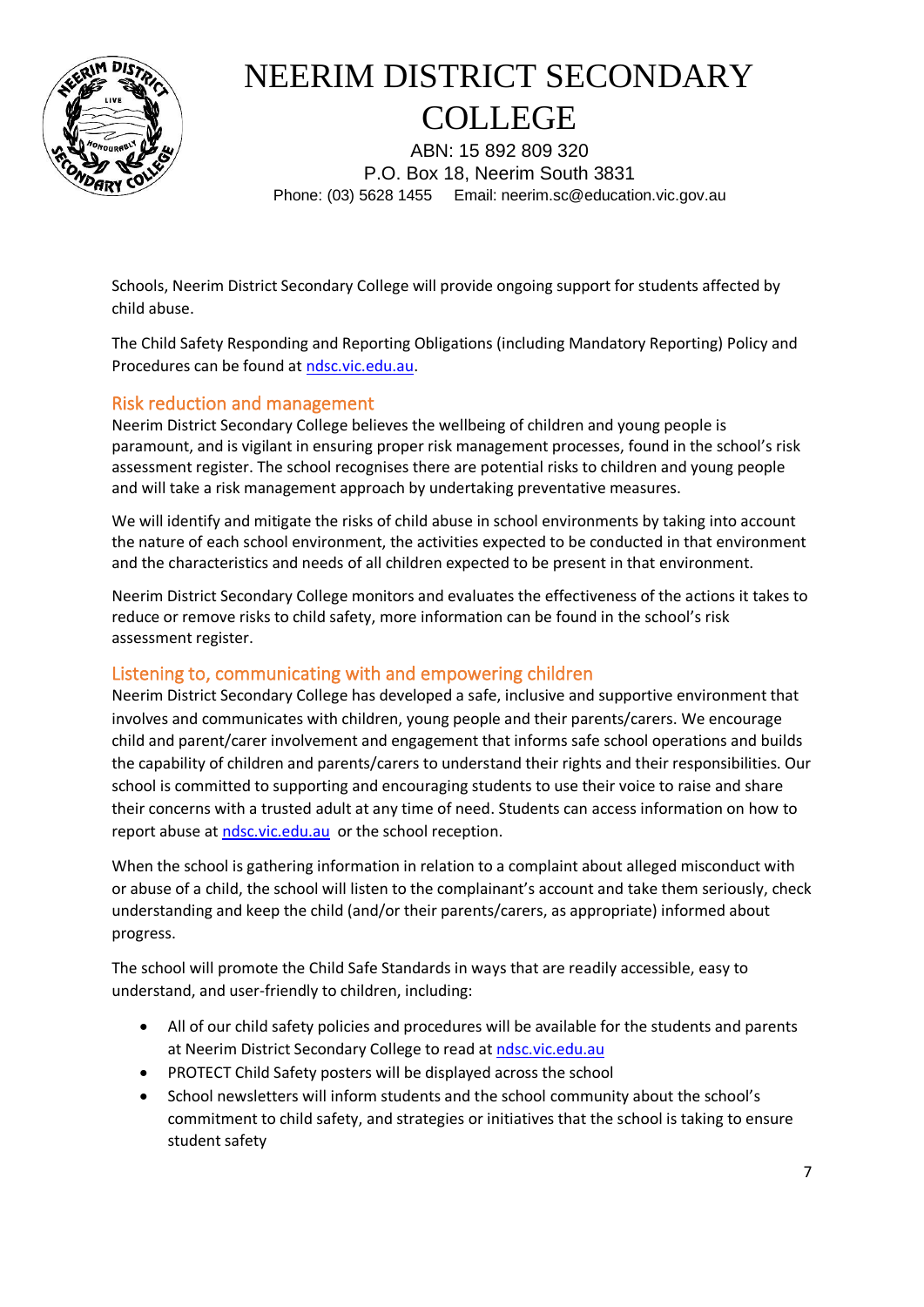Schools, Neerim District Secondary College will provide ongoing support for students affected by child abuse.

The Child Safety Responding and Reporting Obligations (including Mandatory Reporting) Policy and Procedures can be found at [ndsc.vic.edu.au](ndsc.vic.edu.au).

## Risk reduction and management

Neerim District Secondary College believes the wellbeing of children and young people is paramount, and is vigilant in ensuring proper risk management processes, found in the school's risk assessment register. The school recognises there are potential risks to children and young people and will take a risk management approach by undertaking preventative measures.

We will identify and mitigate the risks of child abuse in school environments by taking into account the nature of each school environment, the activities expected to be conducted in that environment and the characteristics and needs of all children expected to be present in that environment.

Neerim District Secondary College monitors and evaluates the effectiveness of the actions it takes to reduce or remove risks to child safety, more information can be found in the school's risk assessment register.

## Listening to, communicating with and empowering children

Neerim District Secondary College has developed a safe, inclusive and supportive environment that involves and communicates with children, young people and their parents/carers. We encourage child and parent/carer involvement and engagement that informs safe school operations and builds the capability of children and parents/carers to understand their rights and their responsibilities. Our school is committed to supporting and encouraging students to use their voice to raise and share their concerns with a trusted adult at any time of need. Students can access information on how to report abuse at [ndsc.vic.edu.au](ndsc.vic.edu.au) or the school reception.

When the school is gathering information in relation to a complaint about alleged misconduct with or abuse of a child, the school will listen to the complainant's account and take them seriously, check understanding and keep the child (and/or their parents/carers, as appropriate) informed about progress.

The school will promote the Child Safe Standards in ways that are readily accessible, easy to understand, and user-friendly to children, including:

- All of our child safety policies and procedures will be available for the students and parents at Neerim District Secondary College to read at [ndsc.vic.edu.au](ndsc.vic.edu.au)
- PROTECT Child Safety posters will be displayed across the school
- School newsletters will inform students and the school community about the school's commitment to child safety, and strategies or initiatives that the school is taking to ensure student safety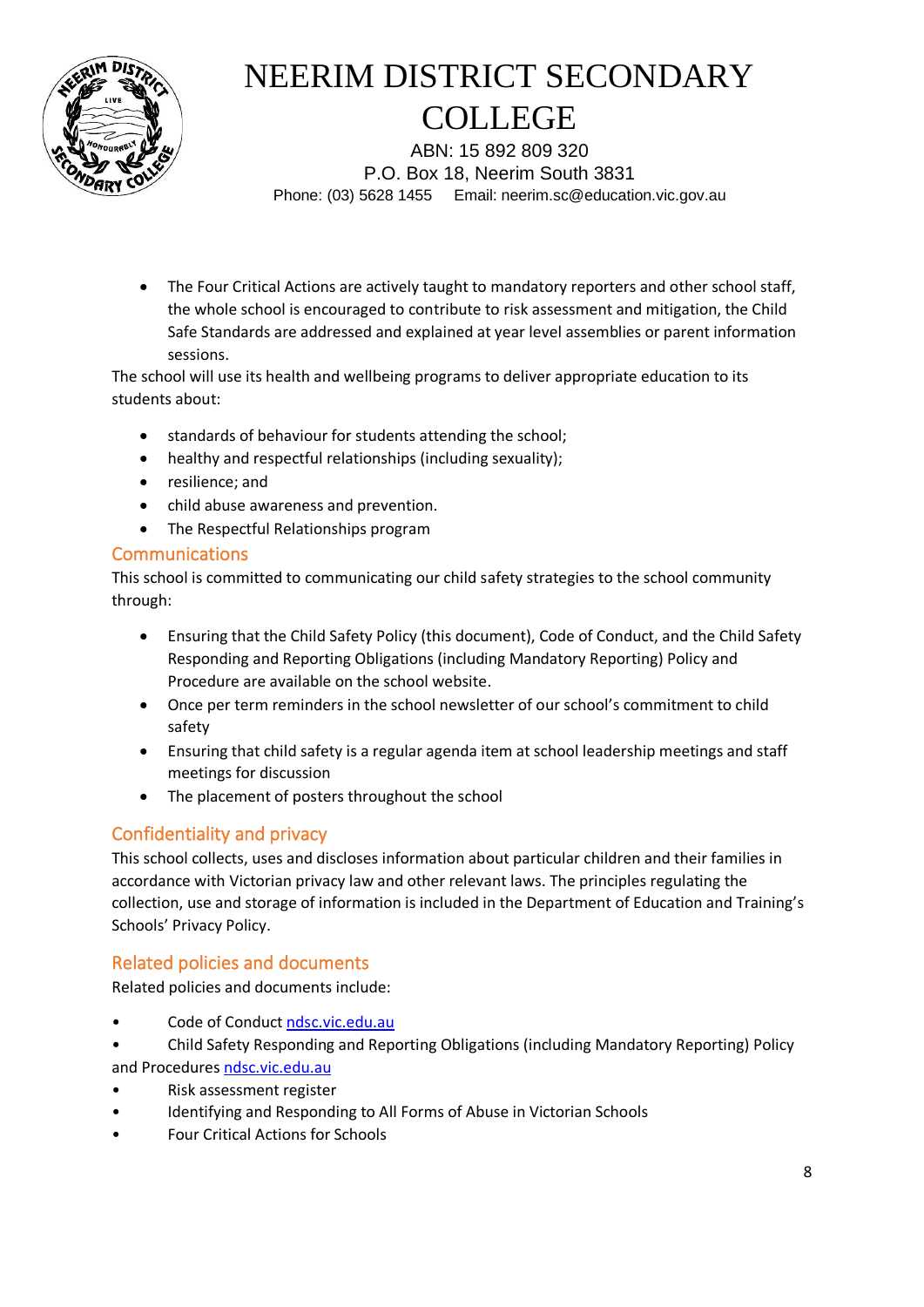- The Four Critical Actions are actively taught to mandatory reporters and other school staff, the whole school is encouraged to contribute to risk assessment and mitigation, the Child Safe Standards are addressed and explained at year level assemblies or parent information sessions.

The school will use its health and wellbeing programs to deliver appropriate education to its students about:

- standards of behaviour for students attending the school;
- healthy and respectful relationships (including sexuality);
- resilience; and
- child abuse awareness and prevention.
- The Respectful Relationships program

## Communications

This school is committed to communicating our child safety strategies to the school community through:

- Ensuring that the Child Safety Policy (this document), Code of Conduct, and the Child Safety Responding and Reporting Obligations (including Mandatory Reporting) Policy and Procedure are available on the school website.
- Once per term reminders in the school newsletter of our school's commitment to child safety
- Ensuring that child safety is a regular agenda item at school leadership meetings and staff meetings for discussion
- The placement of posters throughout the school

## Confidentiality and privacy

This school collects, uses and discloses information about particular children and their families in accordance with Victorian privacy law and other relevant laws. The principles regulating the collection, use and storage of information is included in the Department of Education and Training's Schools' Privacy Policy.

## Related policies and documents

Related policies and documents include:

- Code of Conduct ndsc.vic.edu.au
- Child Safety Responding and Reporting Obligations (including Mandatory Reporting) Policy and Procedures ndsc.vic.edu.au
- Risk assessment register
- Identifying and Responding to All Forms of Abuse in Victorian Schools
- Four Critical Actions for Schools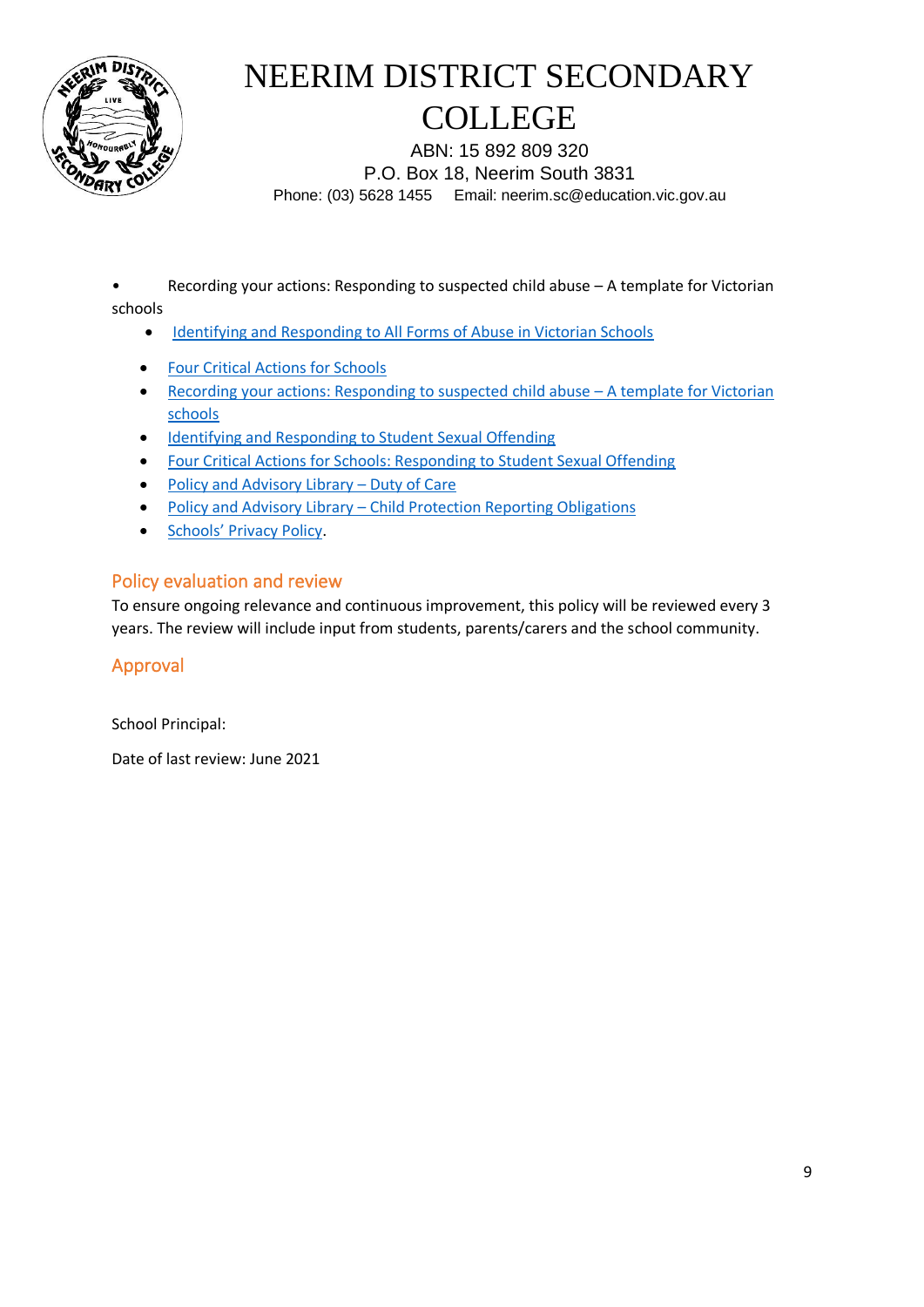- Recording your actions: Responding to suspected child abuse – A template for Victorian schools
  - Identifying and Responding to All Forms of Abuse in Victorian Schools
- Four Critical Actions for Schools
- Recording your actions: Responding to suspected child abuse – A template for Victorian schools
- Identifying and Responding to Student Sexual Offending
- Four Critical Actions for Schools: Responding to Student Sexual Offending
- Policy and Advisory Library – Duty of Care
- Policy and Advisory Library – Child Protection Reporting Obligations
- Schools' Privacy Policy.

## Policy evaluation and review

To ensure ongoing relevance and continuous improvement, this policy will be reviewed every 3 years. The review will include input from students, parents/carers and the school community.

## Approval

School Principal:

Date of last review: June 2021